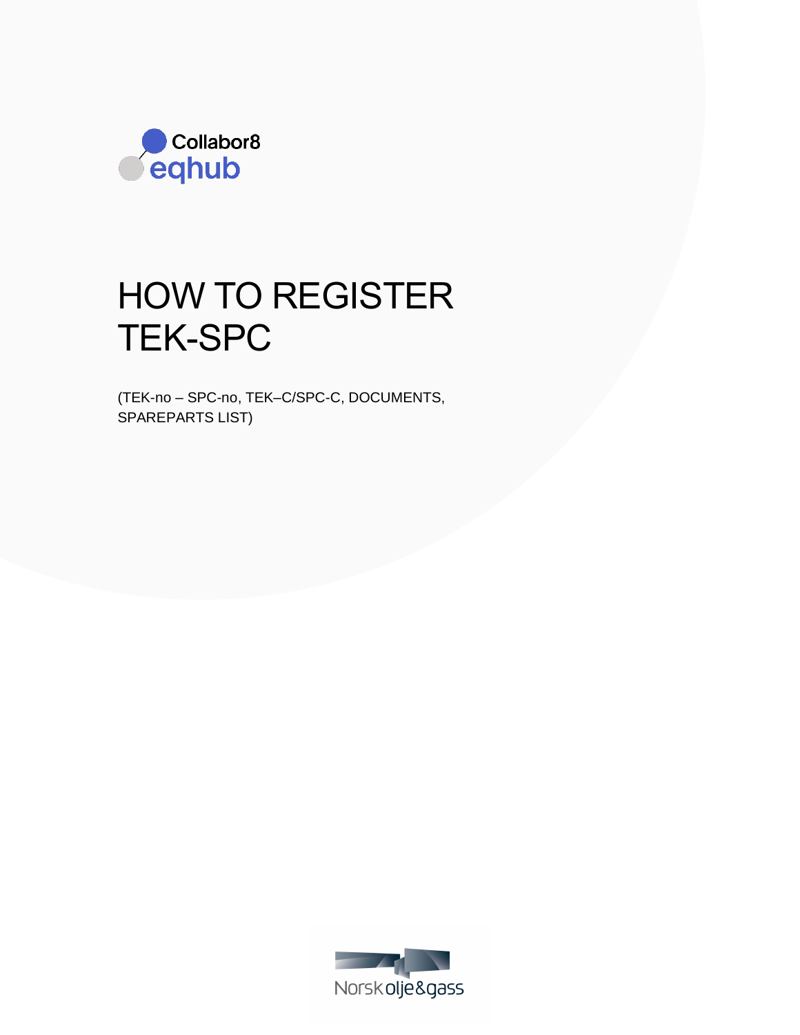Collabor8
eqhub

# HOW TO REGISTER TEK-SPC

(TEK-no – SPC-no, TEK–C/SPC-C, DOCUMENTS, SPAREPARTS LIST)

Norsk olje&gass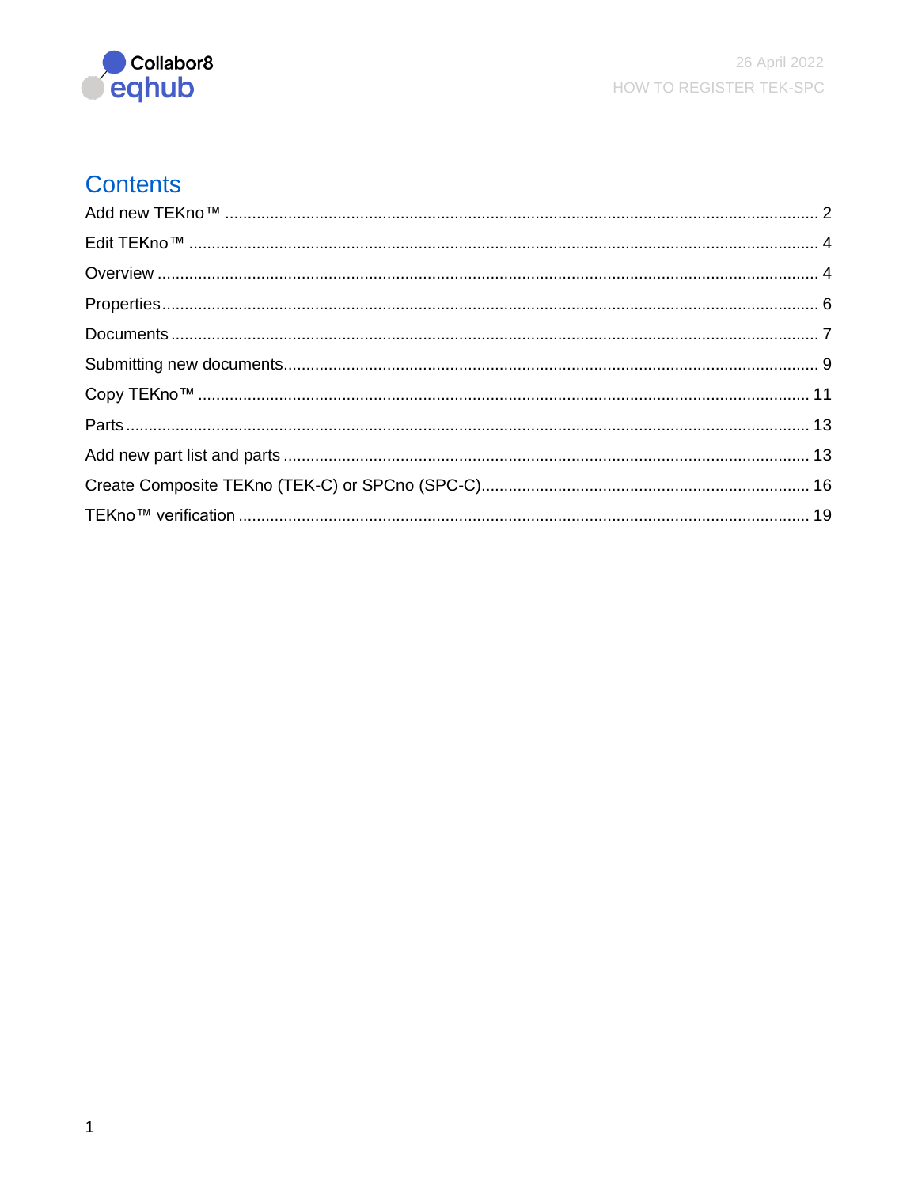# Contents

Add new TEKno™ .......... 2

Edit TEKno™ .......... 4

Overview .......... 4

Properties .......... 6

Documents .......... 7

Submitting new documents .......... 9

Copy TEKno™ .......... 11

Parts .......... 13

Add new part list and parts .......... 13

Create Composite TEKno (TEK-C) or SPCno (SPC-C) .......... 16

TEKno™ verification .......... 19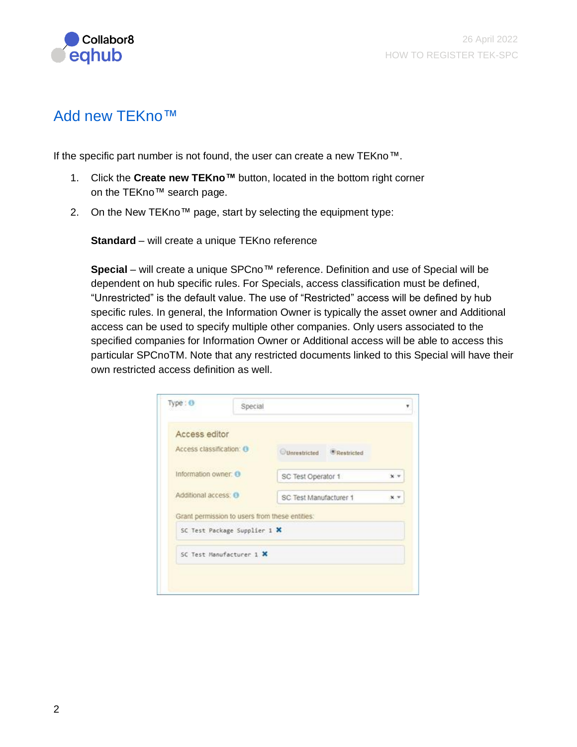## Add new TEKno™

If the specific part number is not found, the user can create a new TEKno™.

1. Click the **Create new TEKno™** button, located in the bottom right corner on the TEKno™ search page.
2. On the New TEKno™ page, start by selecting the equipment type:

   **Standard** – will create a unique TEKno reference

   **Special** – will create a unique SPCno™ reference. Definition and use of Special will be dependent on hub specific rules. For Specials, access classification must be defined, "Unrestricted" is the default value. The use of "Restricted" access will be defined by hub specific rules. In general, the Information Owner is typically the asset owner and Additional access can be used to specify multiple other companies. Only users associated to the specified companies for Information Owner or Additional access will be able to access this particular SPCnoTM. Note that any restricted documents linked to this Special will have their own restricted access definition as well.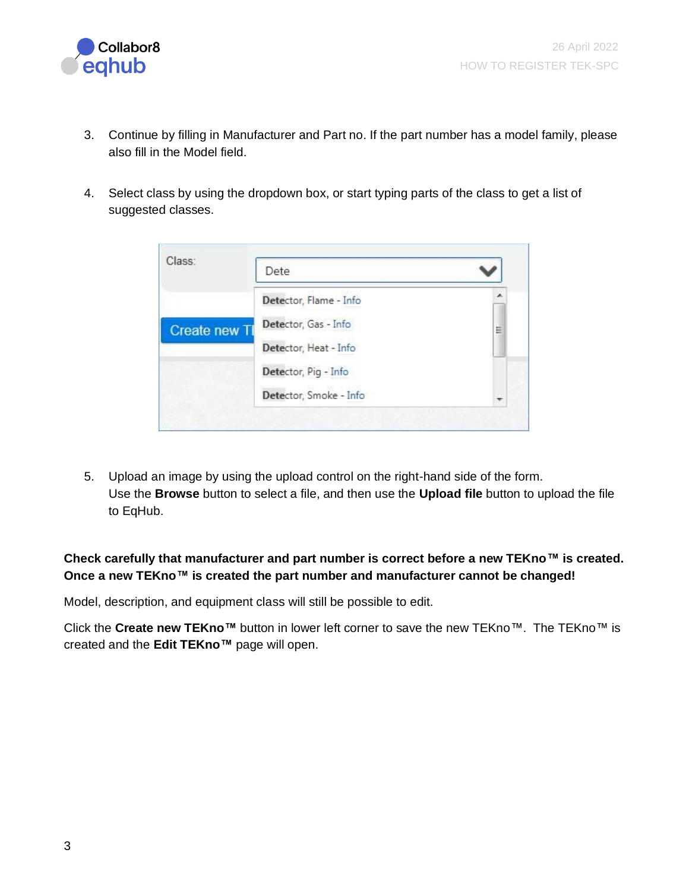3. Continue by filling in Manufacturer and Part no. If the part number has a model family, please also fill in the Model field.

4. Select class by using the dropdown box, or start typing parts of the class to get a list of suggested classes.

5. Upload an image by using the upload control on the right-hand side of the form. Use the **Browse** button to select a file, and then use the **Upload file** button to upload the file to EqHub.

**Check carefully that manufacturer and part number is correct before a new TEKno™ is created. Once a new TEKno™ is created the part number and manufacturer cannot be changed!**

Model, description, and equipment class will still be possible to edit.

Click the **Create new TEKno™** button in lower left corner to save the new TEKno™. The TEKno™ is created and the **Edit TEKno™** page will open.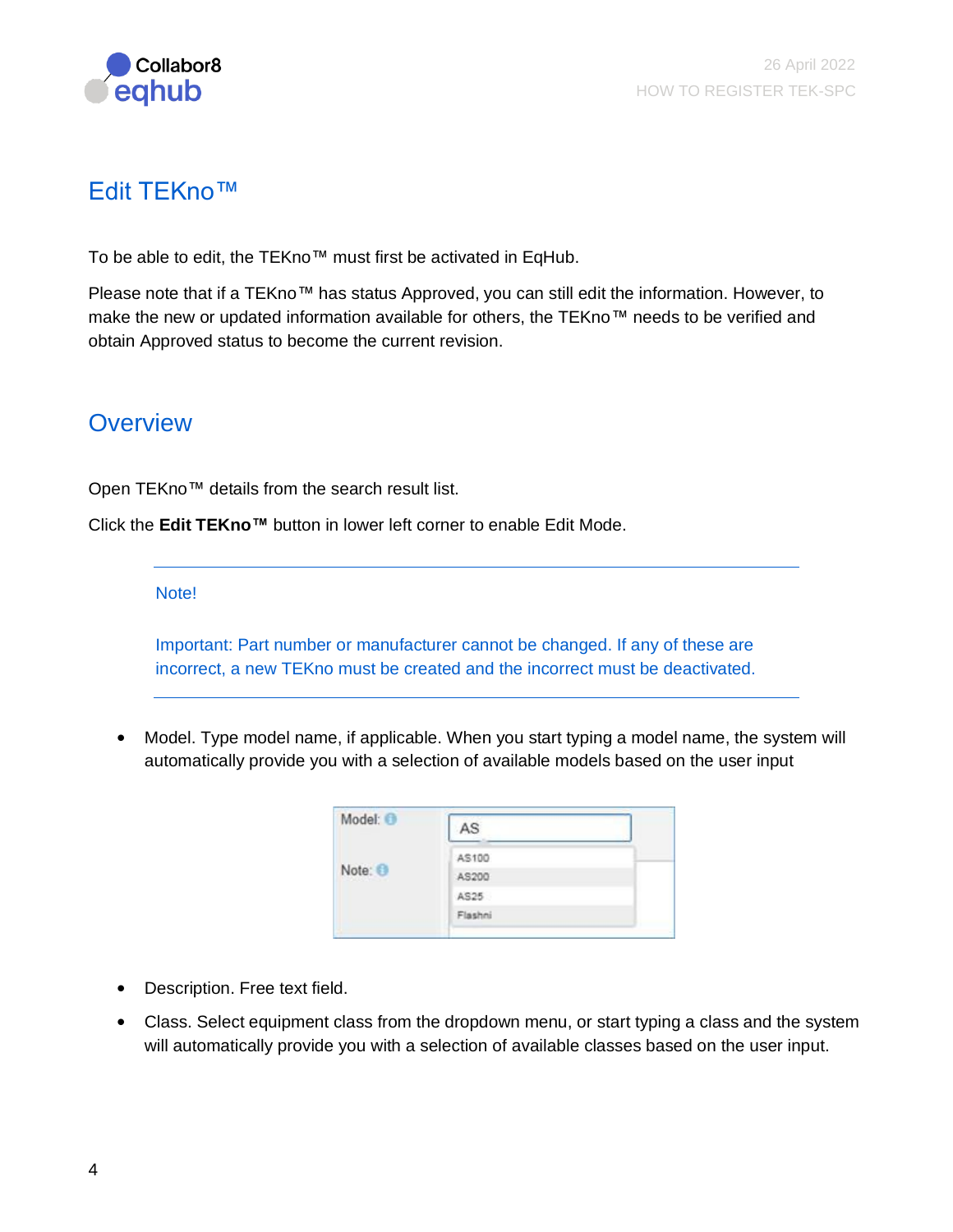## Edit TEKno™

To be able to edit, the TEKno™ must first be activated in EqHub.

Please note that if a TEKno™ has status Approved, you can still edit the information. However, to make the new or updated information available for others, the TEKno™ needs to be verified and obtain Approved status to become the current revision.

## Overview

Open TEKno™ details from the search result list.

Click the **Edit TEKno™** button in lower left corner to enable Edit Mode.

---

Note!

Important: Part number or manufacturer cannot be changed. If any of these are incorrect, a new TEKno must be created and the incorrect must be deactivated.

---

- Model. Type model name, if applicable. When you start typing a model name, the system will automatically provide you with a selection of available models based on the user input

- Description. Free text field.
- Class. Select equipment class from the dropdown menu, or start typing a class and the system will automatically provide you with a selection of available classes based on the user input.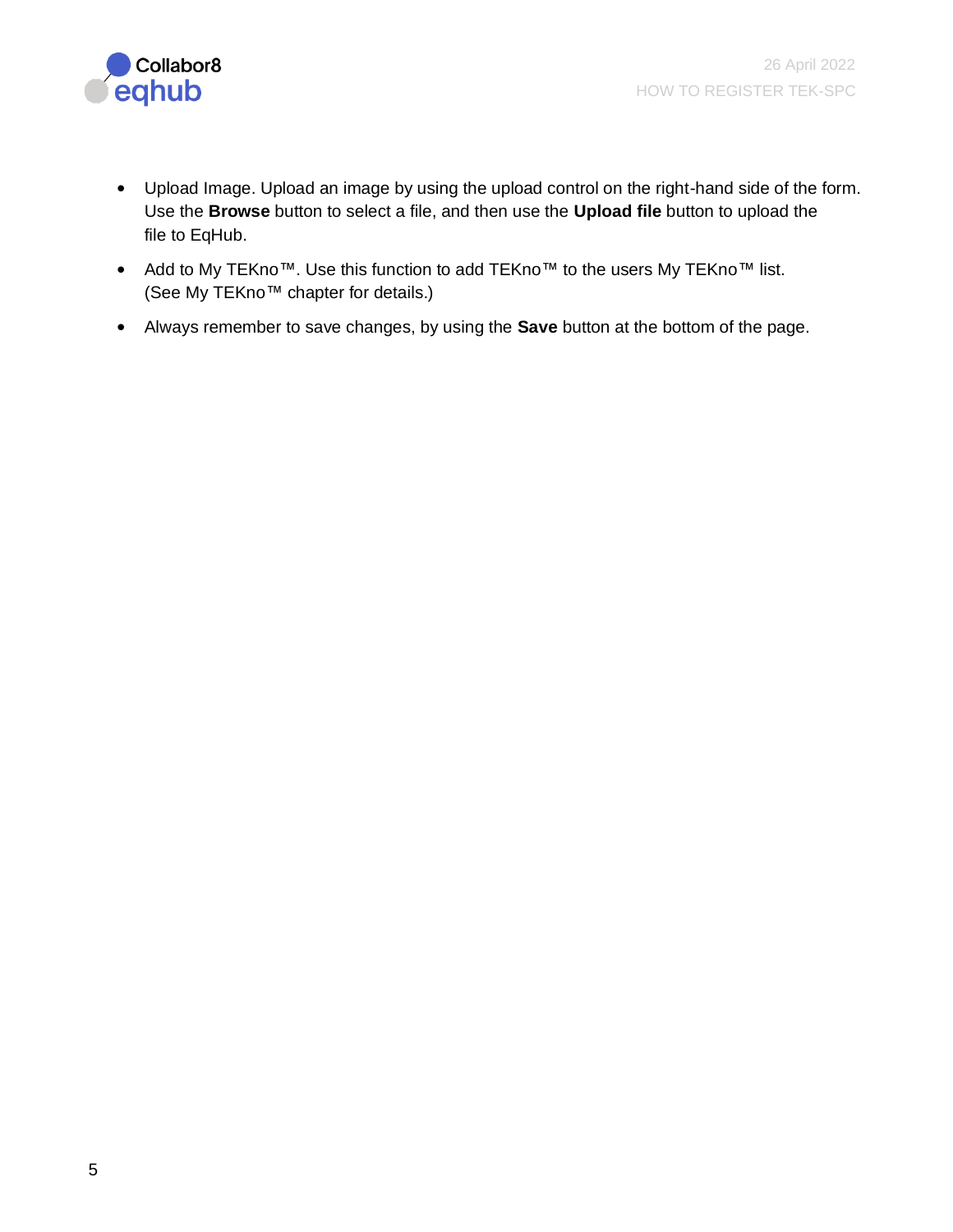- Upload Image. Upload an image by using the upload control on the right-hand side of the form. Use the **Browse** button to select a file, and then use the **Upload file** button to upload the file to EqHub.
- Add to My TEKno™. Use this function to add TEKno™ to the users My TEKno™ list. (See My TEKno™ chapter for details.)
- Always remember to save changes, by using the **Save** button at the bottom of the page.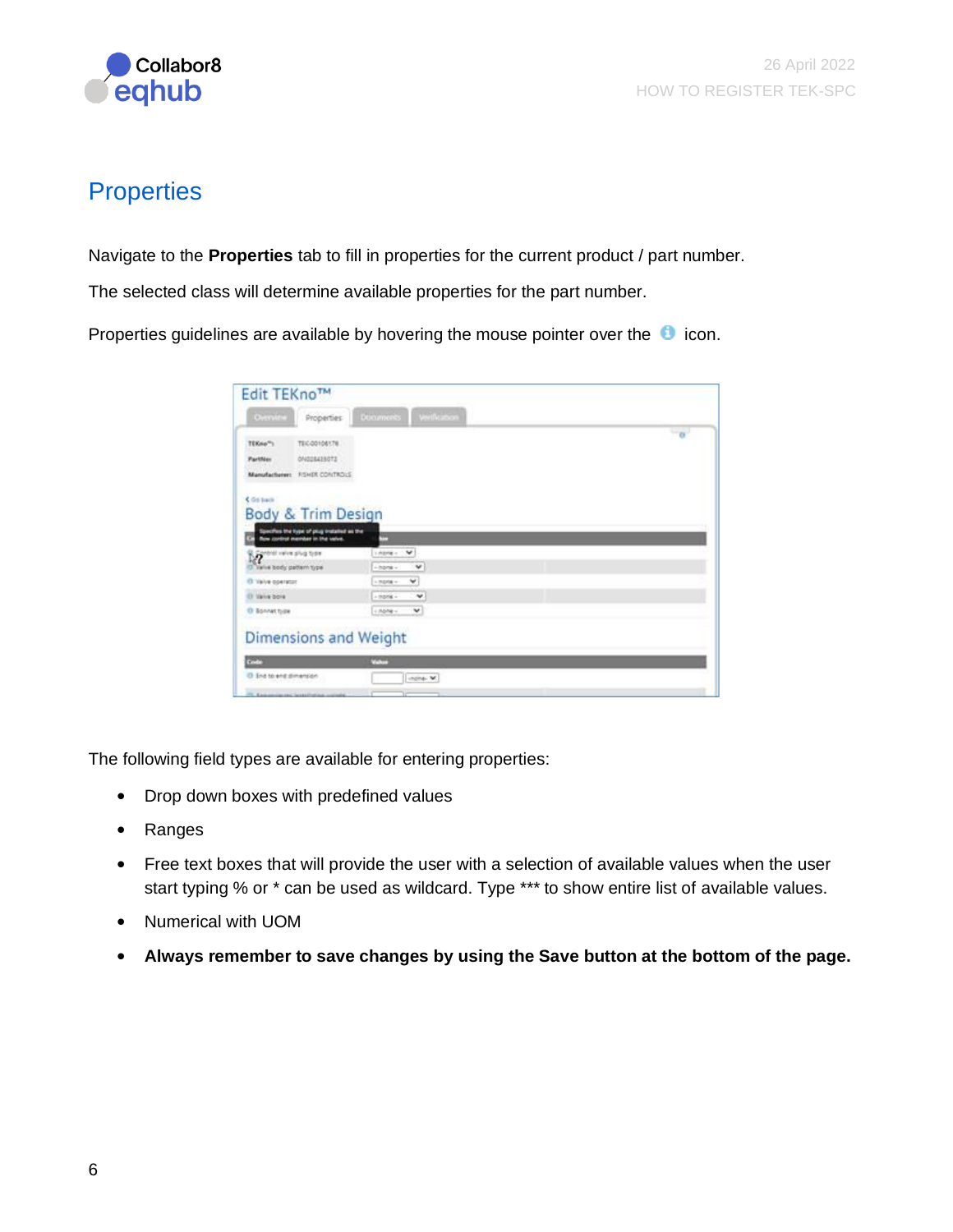## Properties

Navigate to the **Properties** tab to fill in properties for the current product / part number.

The selected class will determine available properties for the part number.

Properties guidelines are available by hovering the mouse pointer over the icon.

The following field types are available for entering properties:

- Drop down boxes with predefined values
- Ranges
- Free text boxes that will provide the user with a selection of available values when the user start typing % or * can be used as wildcard. Type *** to show entire list of available values.
- Numerical with UOM
- **Always remember to save changes by using the Save button at the bottom of the page.**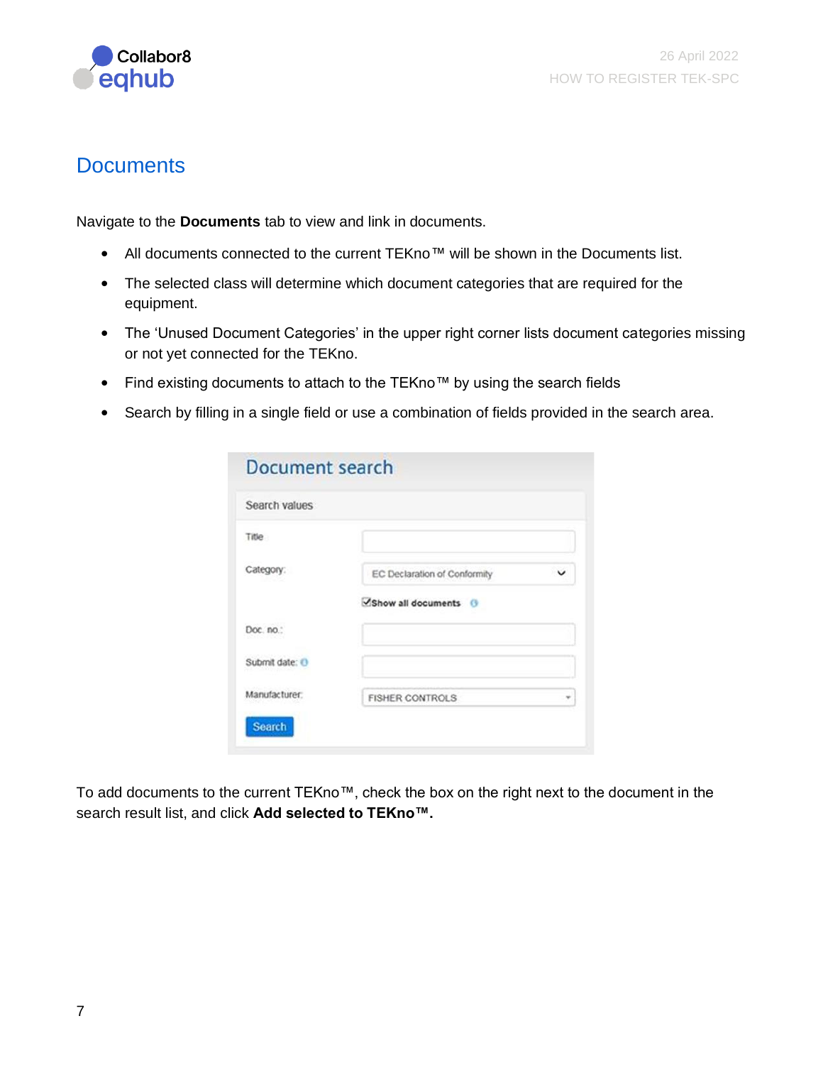# Documents

Navigate to the **Documents** tab to view and link in documents.

- All documents connected to the current TEKno™ will be shown in the Documents list.
- The selected class will determine which document categories that are required for the equipment.
- The 'Unused Document Categories' in the upper right corner lists document categories missing or not yet connected for the TEKno.
- Find existing documents to attach to the TEKno™ by using the search fields
- Search by filling in a single field or use a combination of fields provided in the search area.

To add documents to the current TEKno™, check the box on the right next to the document in the search result list, and click **Add selected to TEKno™.**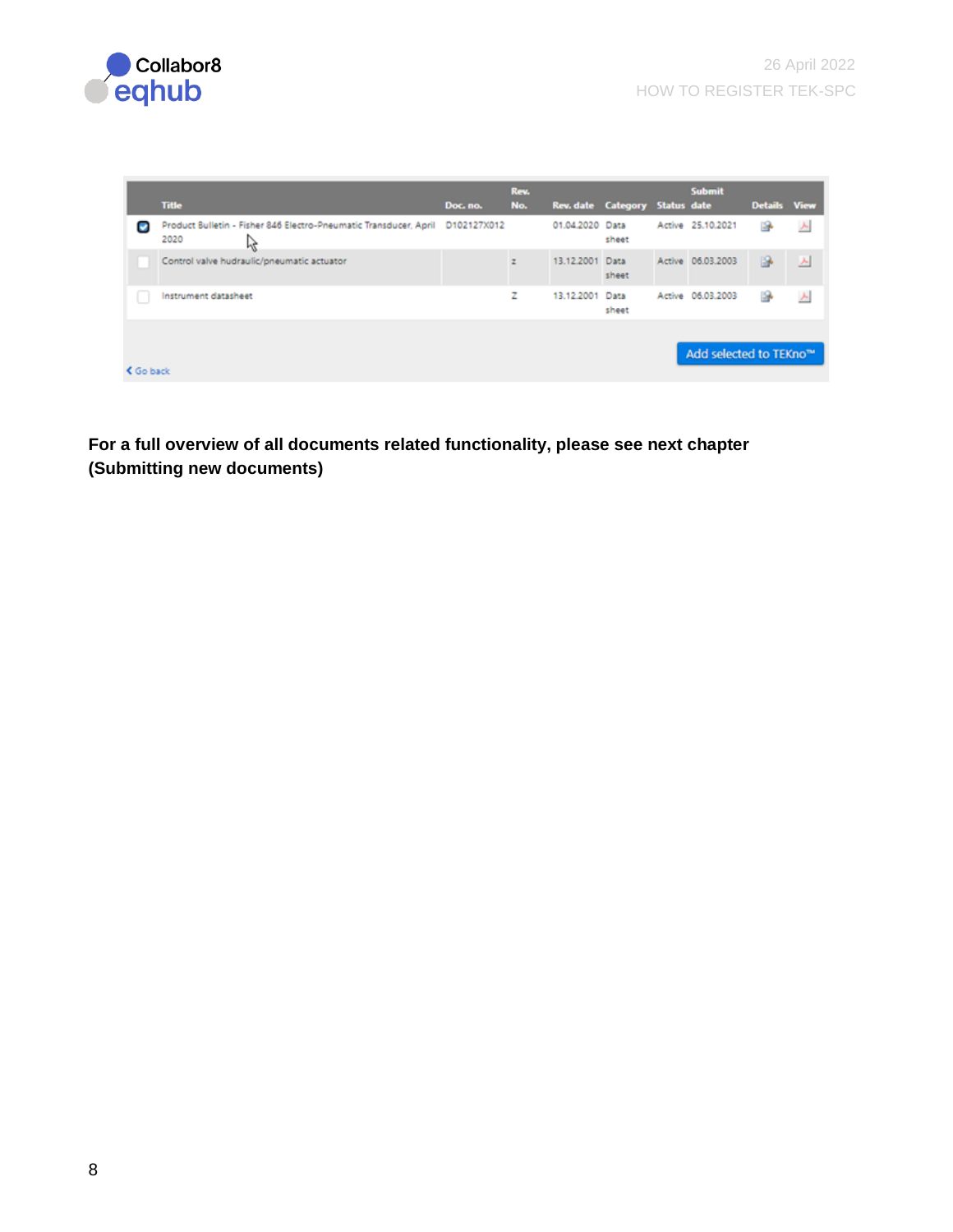| | Title | Doc. no. | Rev. No. | Rev. date | Category | Status | Submit date | Details | View |
|---|---|---|---|---|---|---|---|---|---|
| ☑ | Product Bulletin - Fisher 846 Electro-Pneumatic Transducer, April 2020 | D102127X012 | | 01.04.2020 | Data sheet | Active | 25.10.2021 | | |
| ☐ | Control valve hudraulic/pneumatic actuator | | z | 13.12.2001 | Data sheet | Active | 06.03.2003 | | |
| ☐ | Instrument datasheet | | Z | 13.12.2001 | Data sheet | Active | 06.03.2003 | | |

Add selected to TEKno™

< Go back

**For a full overview of all documents related functionality, please see next chapter (Submitting new documents)**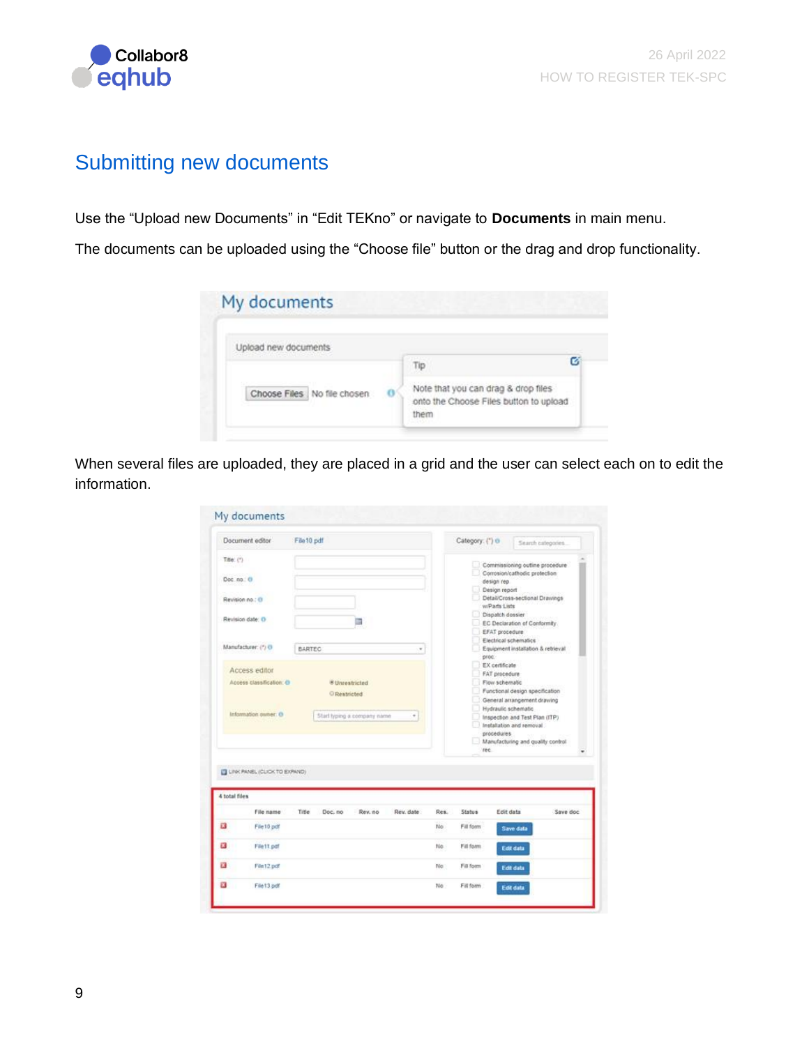## Submitting new documents

Use the "Upload new Documents" in "Edit TEKno" or navigate to **Documents** in main menu.

The documents can be uploaded using the "Choose file" button or the drag and drop functionality.

When several files are uploaded, they are placed in a grid and the user can select each on to edit the information.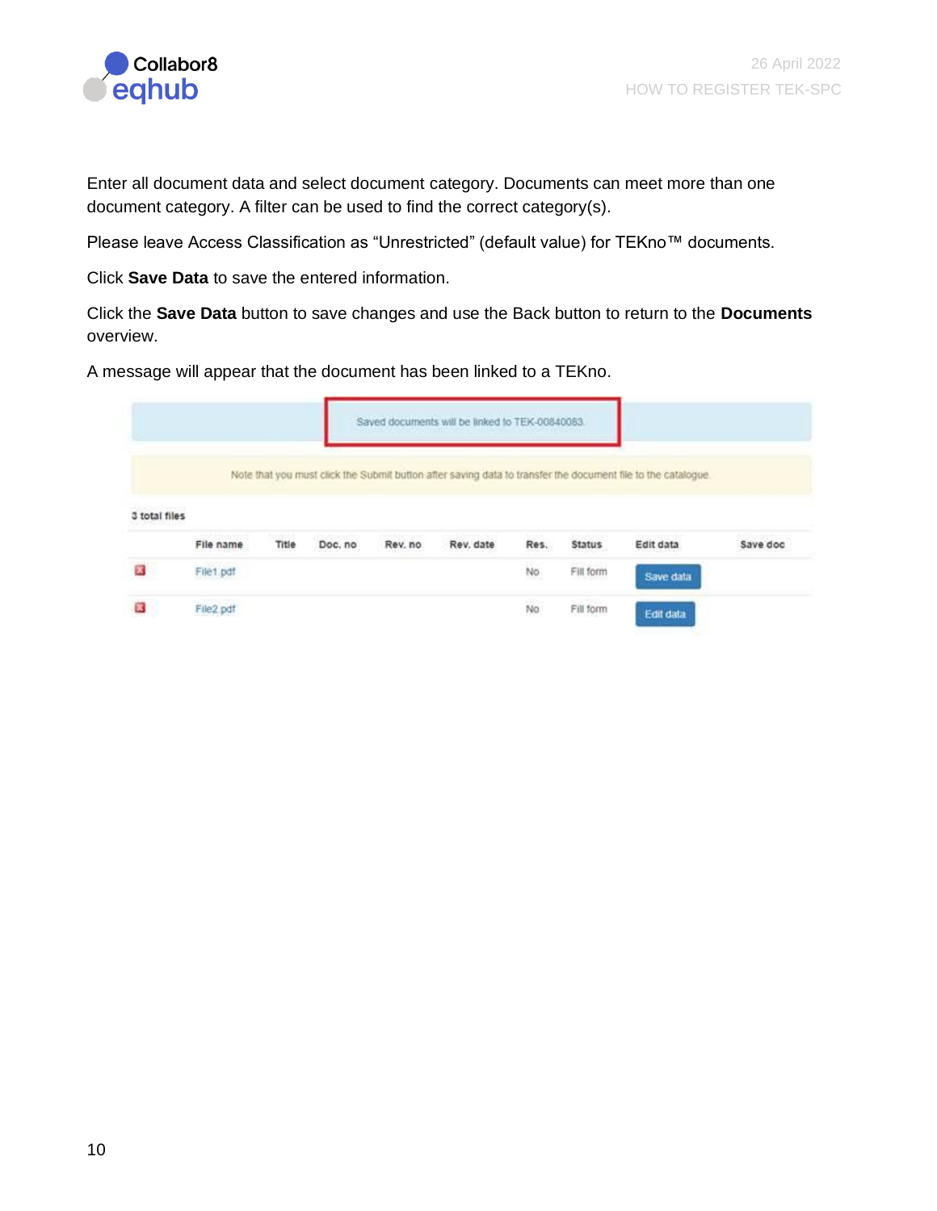Enter all document data and select document category. Documents can meet more than one document category. A filter can be used to find the correct category(s).

Please leave Access Classification as “Unrestricted” (default value) for TEKno™ documents.

Click **Save Data** to save the entered information.

Click the **Save Data** button to save changes and use the Back button to return to the **Documents** overview.

A message will appear that the document has been linked to a TEKno.

Saved documents will be linked to TEK-00840083.

Note that you must click the Submit button after saving data to transfer the document file to the catalogue.

3 total files

| | File name | Title | Doc. no | Rev. no | Rev. date | Res. | Status | Edit data | Save doc |
|---|---|---|---|---|---|---|---|---|---|
| | File1.pdf | | | | | No | Fill form | Save data | |
| | File2.pdf | | | | | No | Fill form | Edit data | |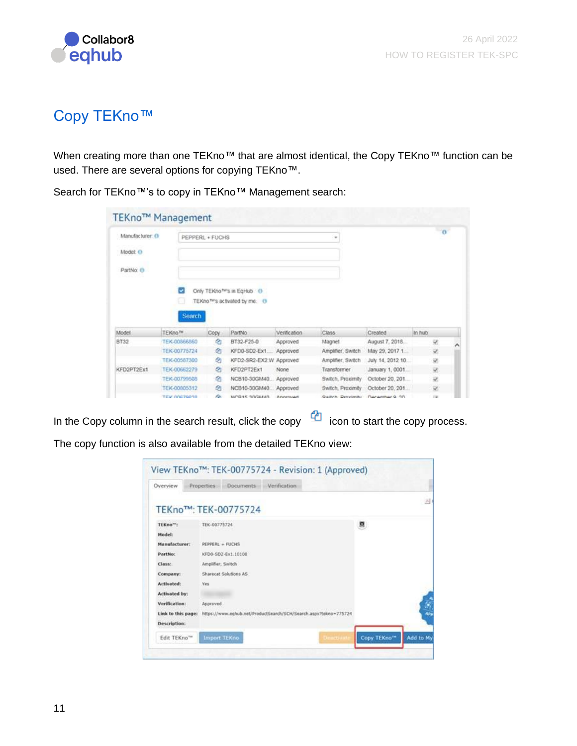# Copy TEKno™

When creating more than one TEKno™ that are almost identical, the Copy TEKno™ function can be used. There are several options for copying TEKno™.

Search for TEKno™'s to copy in TEKno™ Management search:

In the Copy column in the search result, click the copy icon to start the copy process.

The copy function is also available from the detailed TEKno view: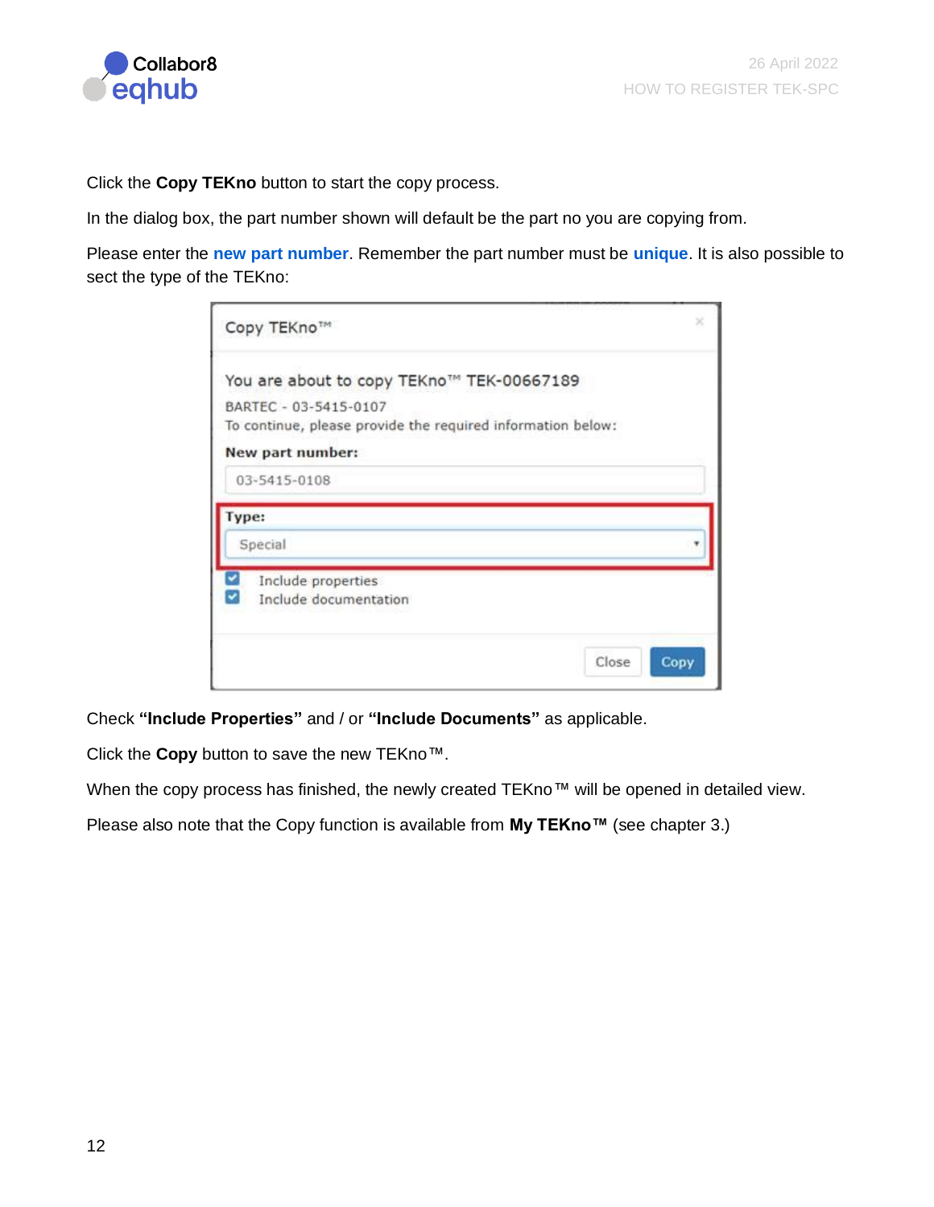Click the **Copy TEKno** button to start the copy process.

In the dialog box, the part number shown will default be the part no you are copying from.

Please enter the **new part number**. Remember the part number must be **unique**. It is also possible to sect the type of the TEKno:

Copy TEKno™

You are about to copy TEKno™ TEK-00667189

BARTEC - 03-5415-0107

To continue, please provide the required information below:

**New part number:**

03-5415-0108

**Type:**

Special

- [x] Include properties
- [x] Include documentation

Close | Copy

Check **"Include Properties"** and / or **"Include Documents"** as applicable.

Click the **Copy** button to save the new TEKno™.

When the copy process has finished, the newly created TEKno™ will be opened in detailed view.

Please also note that the Copy function is available from **My TEKno™** (see chapter 3.)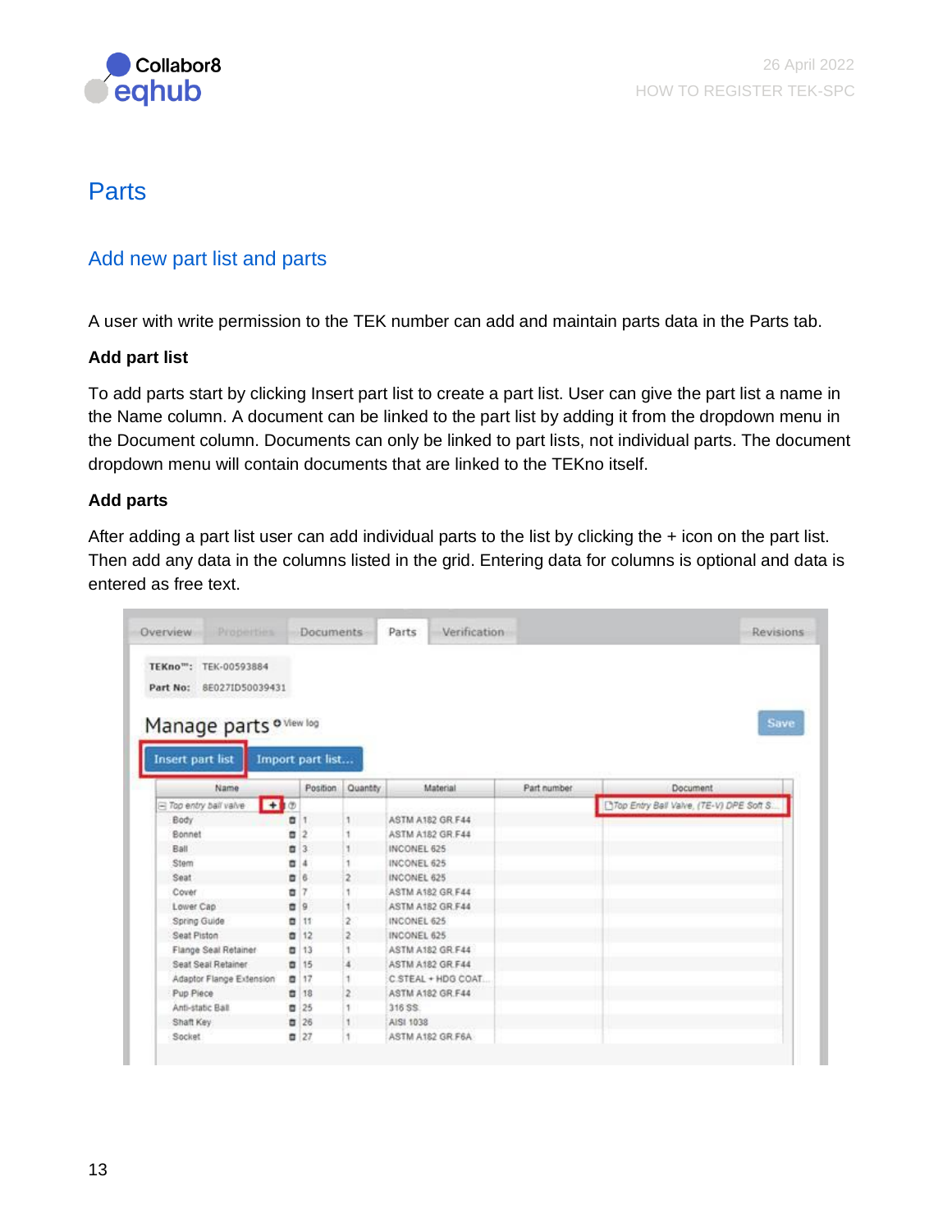# Parts

## Add new part list and parts

A user with write permission to the TEK number can add and maintain parts data in the Parts tab.

**Add part list**

To add parts start by clicking Insert part list to create a part list. User can give the part list a name in the Name column. A document can be linked to the part list by adding it from the dropdown menu in the Document column. Documents can only be linked to part lists, not individual parts. The document dropdown menu will contain documents that are linked to the TEKno itself.

**Add parts**

After adding a part list user can add individual parts to the list by clicking the + icon on the part list. Then add any data in the columns listed in the grid. Entering data for columns is optional and data is entered as free text.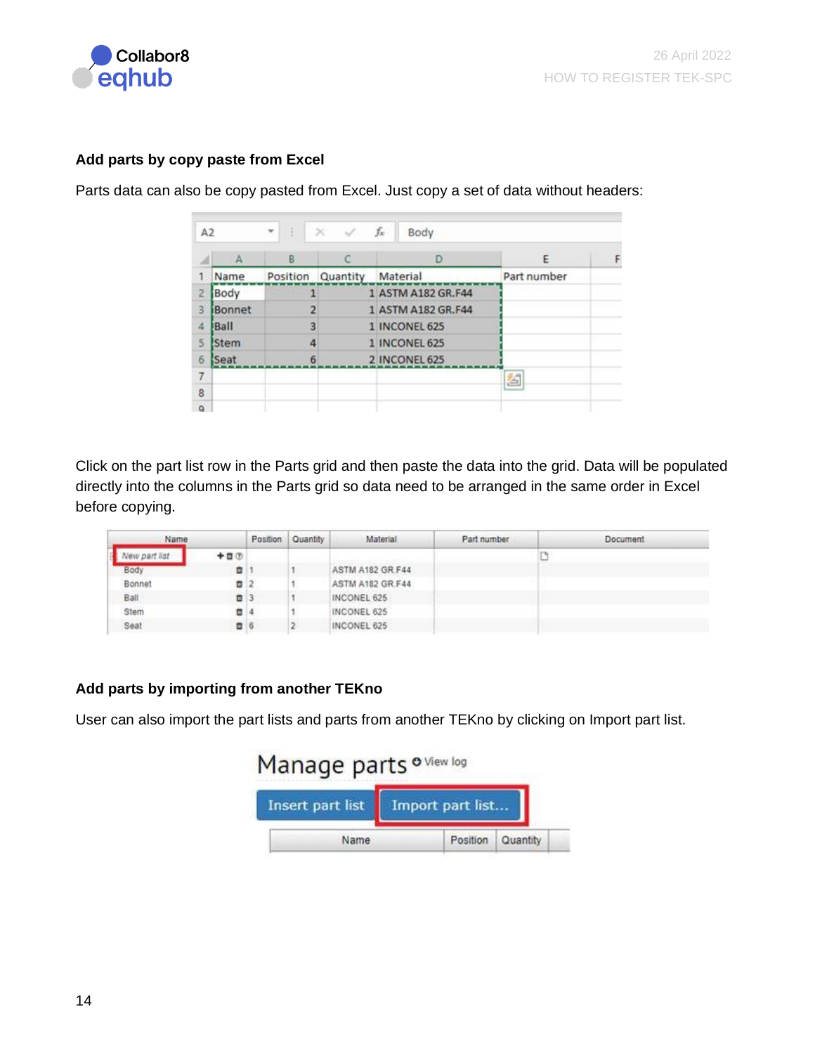**Add parts by copy paste from Excel**

Parts data can also be copy pasted from Excel. Just copy a set of data without headers:

Click on the part list row in the Parts grid and then paste the data into the grid. Data will be populated directly into the columns in the Parts grid so data need to be arranged in the same order in Excel before copying.

**Add parts by importing from another TEKno**

User can also import the part lists and parts from another TEKno by clicking on Import part list.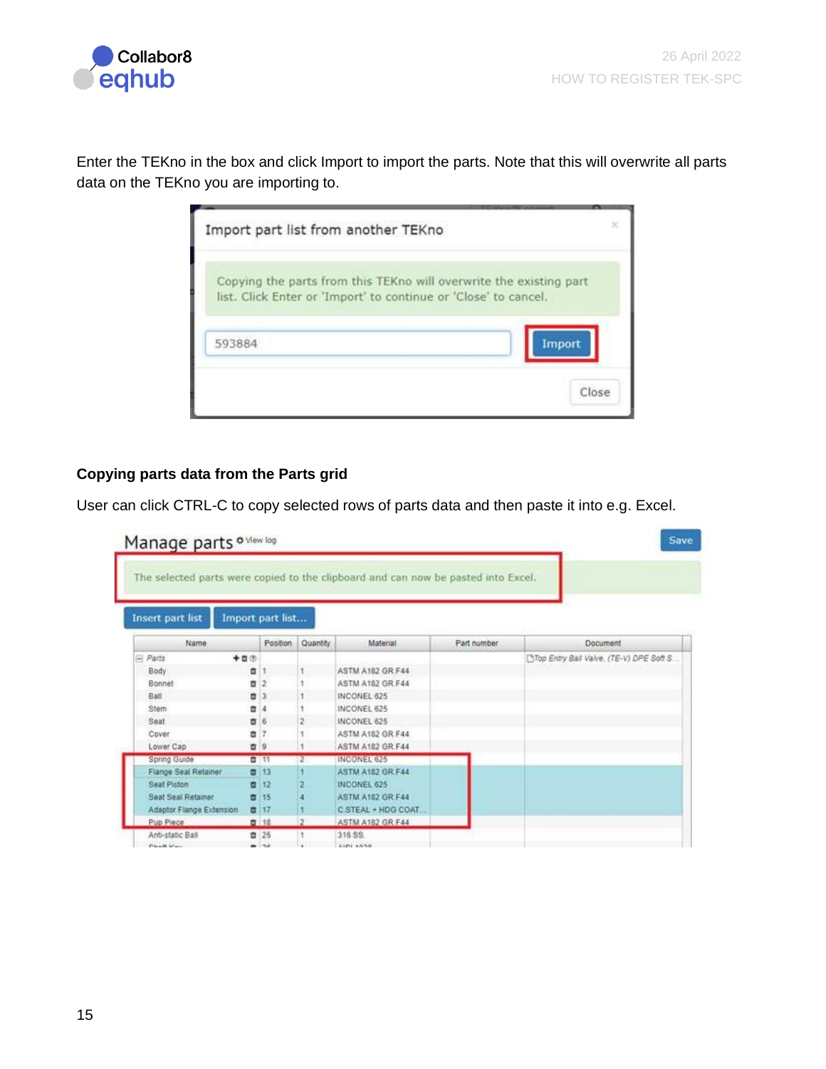Enter the TEKno in the box and click Import to import the parts. Note that this will overwrite all parts data on the TEKno you are importing to.

**Copying parts data from the Parts grid**

User can click CTRL-C to copy selected rows of parts data and then paste it into e.g. Excel.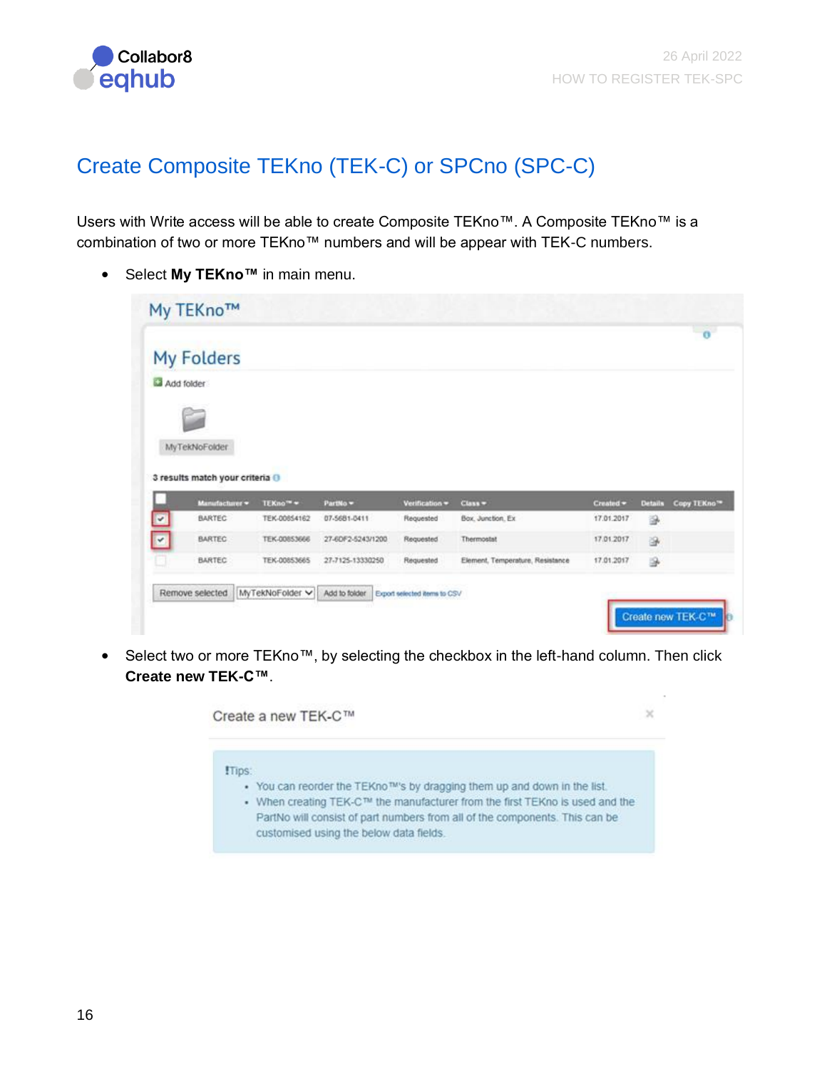## Create Composite TEKno (TEK-C) or SPCno (SPC-C)

Users with Write access will be able to create Composite TEKno™. A Composite TEKno™ is a combination of two or more TEKno™ numbers and will be appear with TEK-C numbers.

- Select **My TEKno™** in main menu.

- Select two or more TEKno™, by selecting the checkbox in the left-hand column. Then click **Create new TEK-C™**.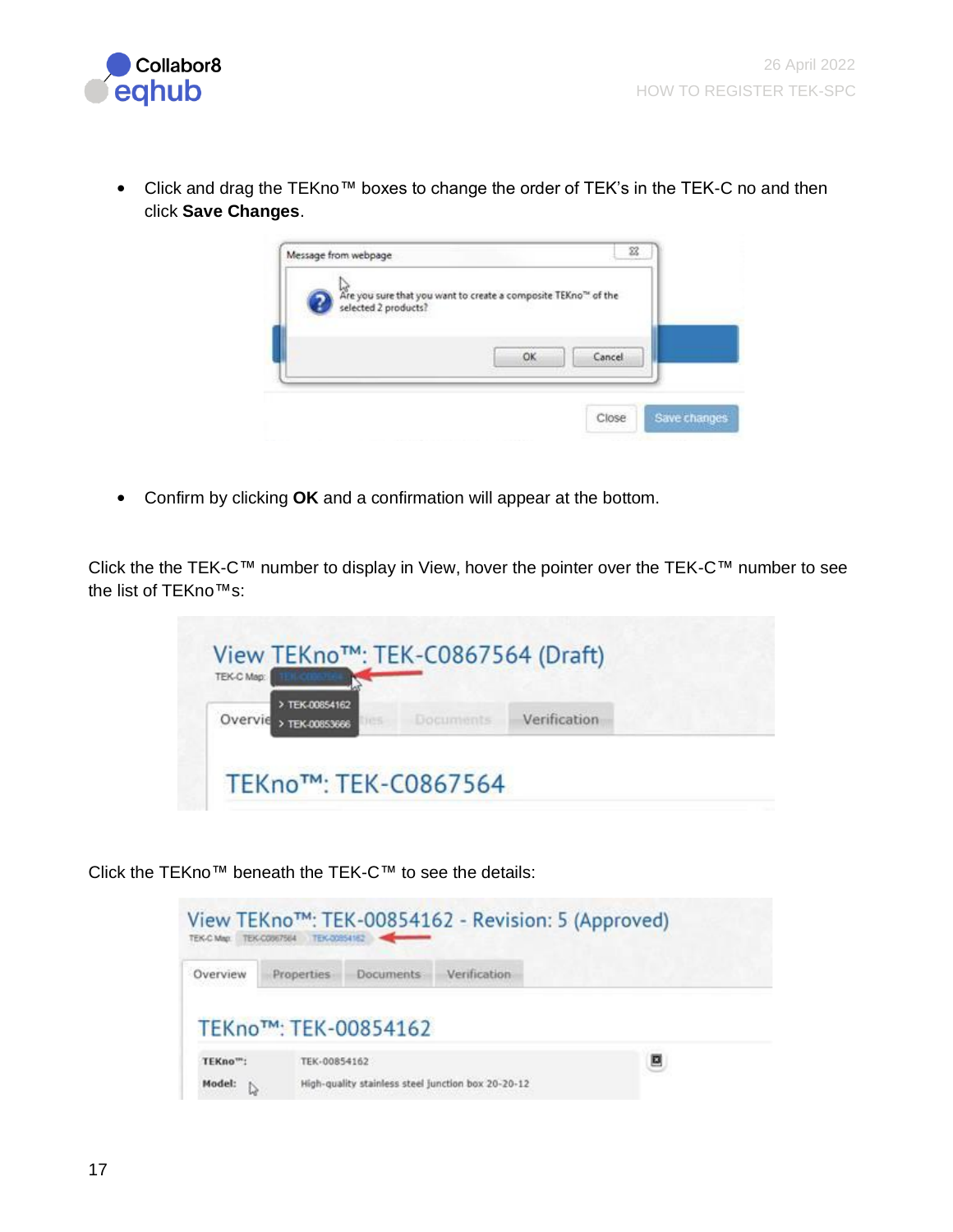- Click and drag the TEKno™ boxes to change the order of TEK's in the TEK-C no and then click **Save Changes**.

- Confirm by clicking **OK** and a confirmation will appear at the bottom.

Click the the TEK-C™ number to display in View, hover the pointer over the TEK-C™ number to see the list of TEKno™s:

Click the TEKno™ beneath the TEK-C™ to see the details: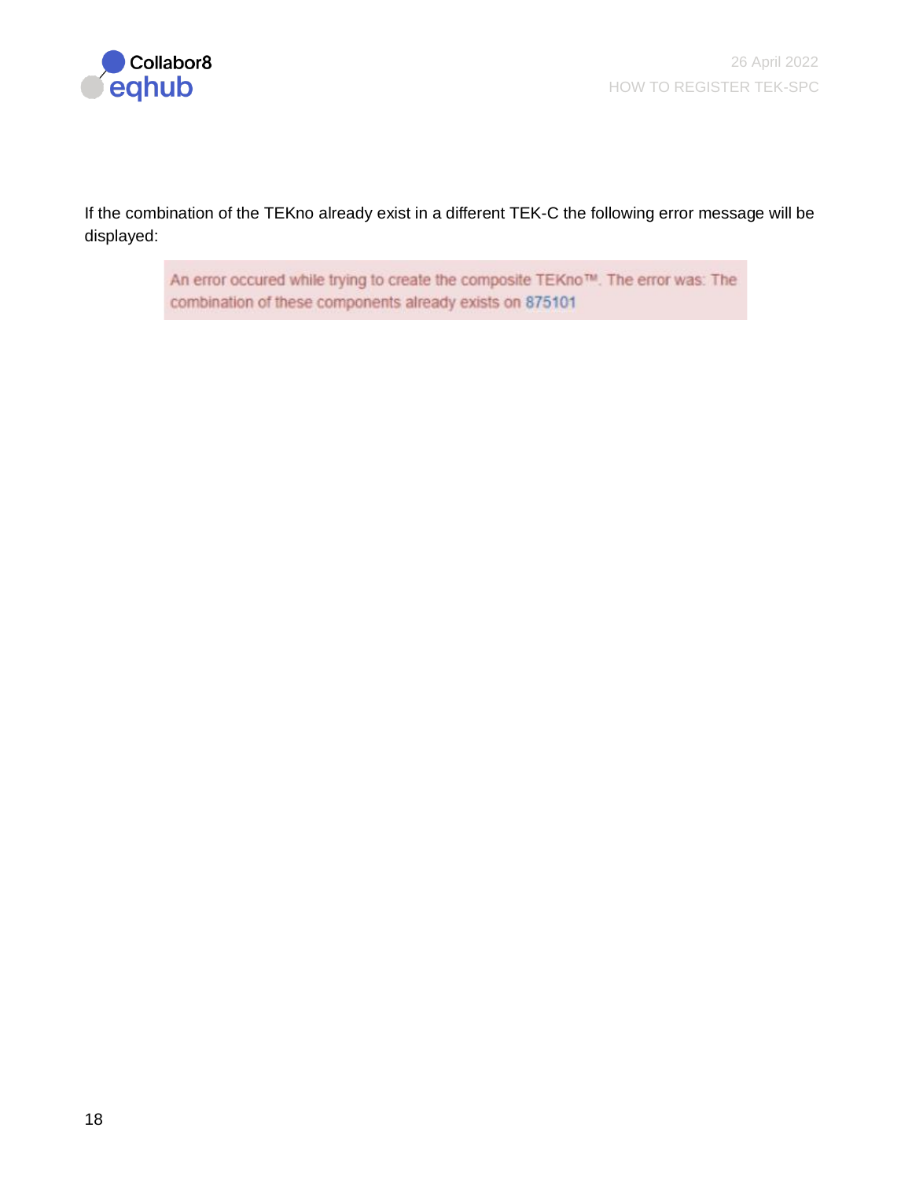If the combination of the TEKno already exist in a different TEK-C the following error message will be displayed:

An error occured while trying to create the composite TEKno™. The error was: The combination of these components already exists on 875101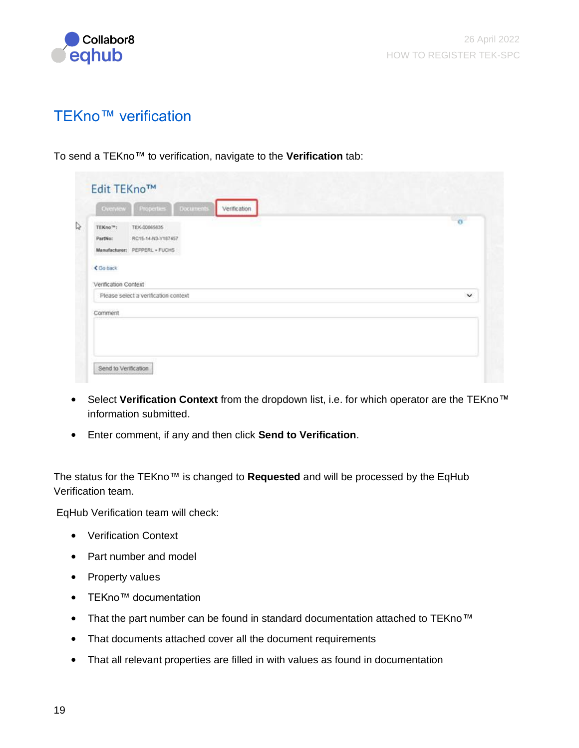## TEKno™ verification

To send a TEKno™ to verification, navigate to the **Verification** tab:

- Select **Verification Context** from the dropdown list, i.e. for which operator are the TEKno™ information submitted.
- Enter comment, if any and then click **Send to Verification**.

The status for the TEKno™ is changed to **Requested** and will be processed by the EqHub Verification team.

EqHub Verification team will check:

- Verification Context
- Part number and model
- Property values
- TEKno™ documentation
- That the part number can be found in standard documentation attached to TEKno™
- That documents attached cover all the document requirements
- That all relevant properties are filled in with values as found in documentation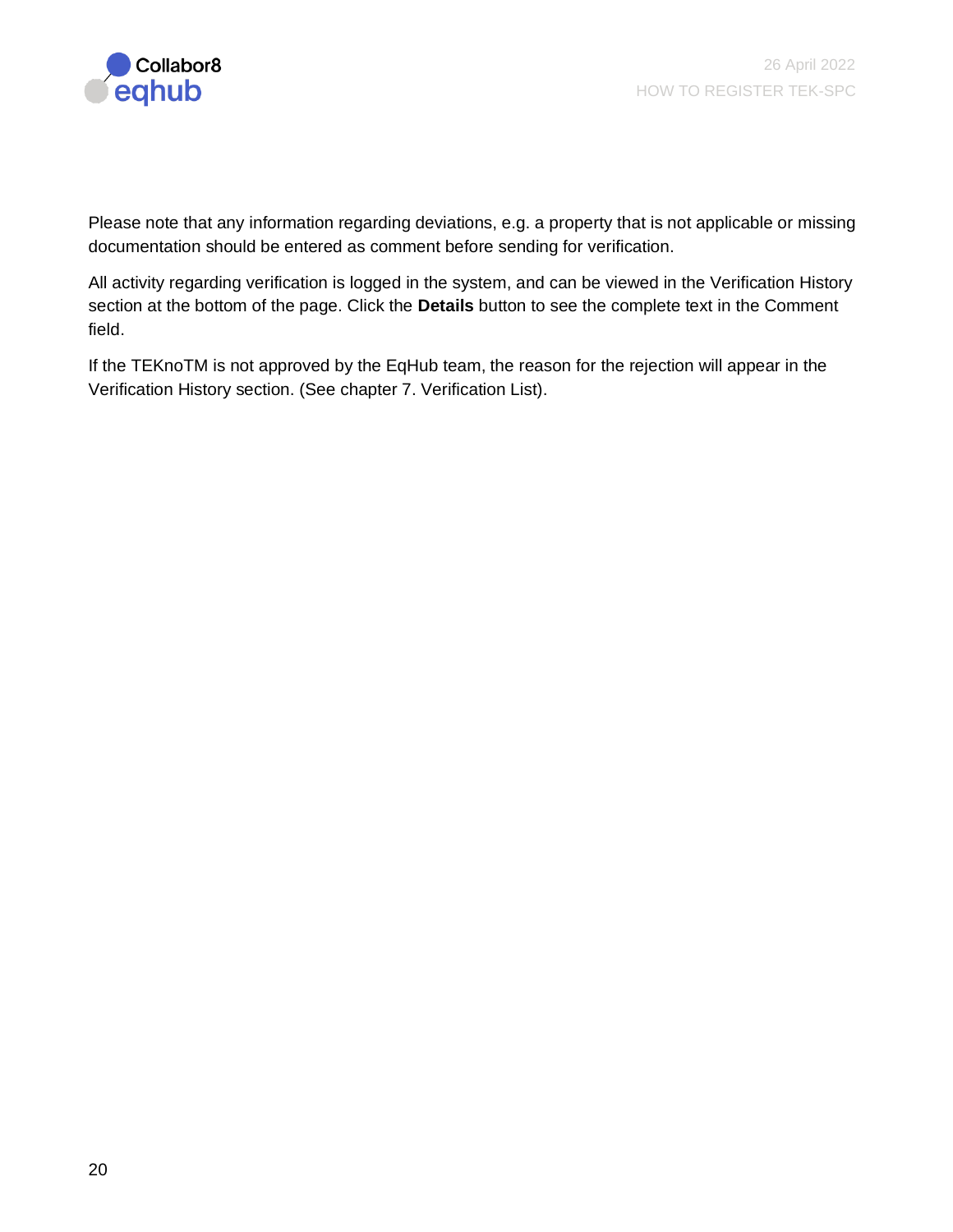Please note that any information regarding deviations, e.g. a property that is not applicable or missing documentation should be entered as comment before sending for verification.

All activity regarding verification is logged in the system, and can be viewed in the Verification History section at the bottom of the page. Click the **Details** button to see the complete text in the Comment field.

If the TEKnoTM is not approved by the EqHub team, the reason for the rejection will appear in the Verification History section. (See chapter 7. Verification List).